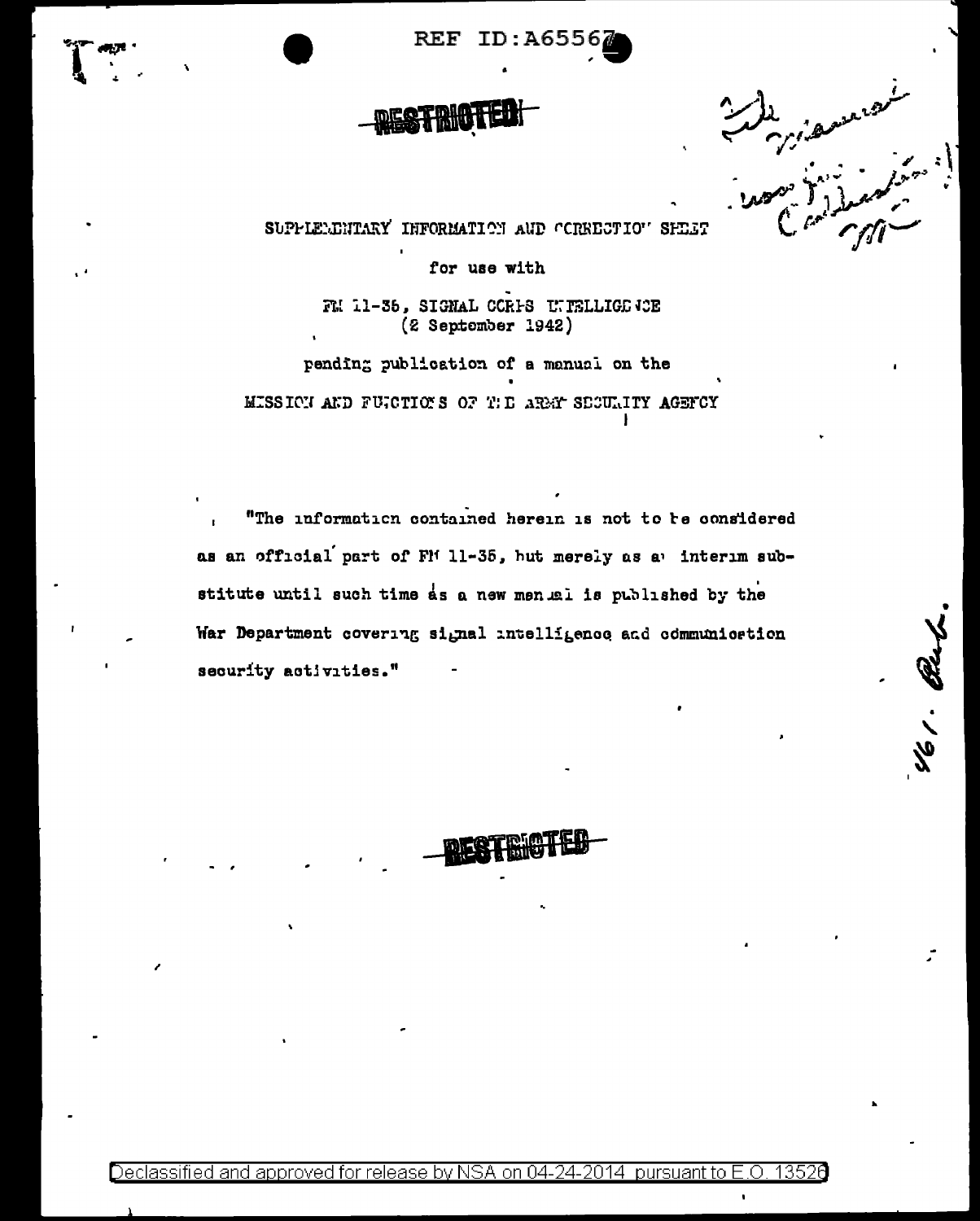REF ID:A65567

RESTRICTED

SUPPLEMENTARY INFORMATION AND CORRECTION SHEET

for use with

FM 11-35, SIGNAL CORPS INTELLIGENCE
(2 September 1942)

pending publication of a manual on the

MISSION AND FUNCTIONS OF THE ARMY SECURITY AGENCY

"The information contained herein is not to be considered as an official part of FM 11-35, but merely as an interim substitute until such time as a new manual is published by the War Department covering signal intelligence and communication security activities."

RESTRICTED

Declassified and approved for release by NSA on 04-24-2014 pursuant to E.O. 13526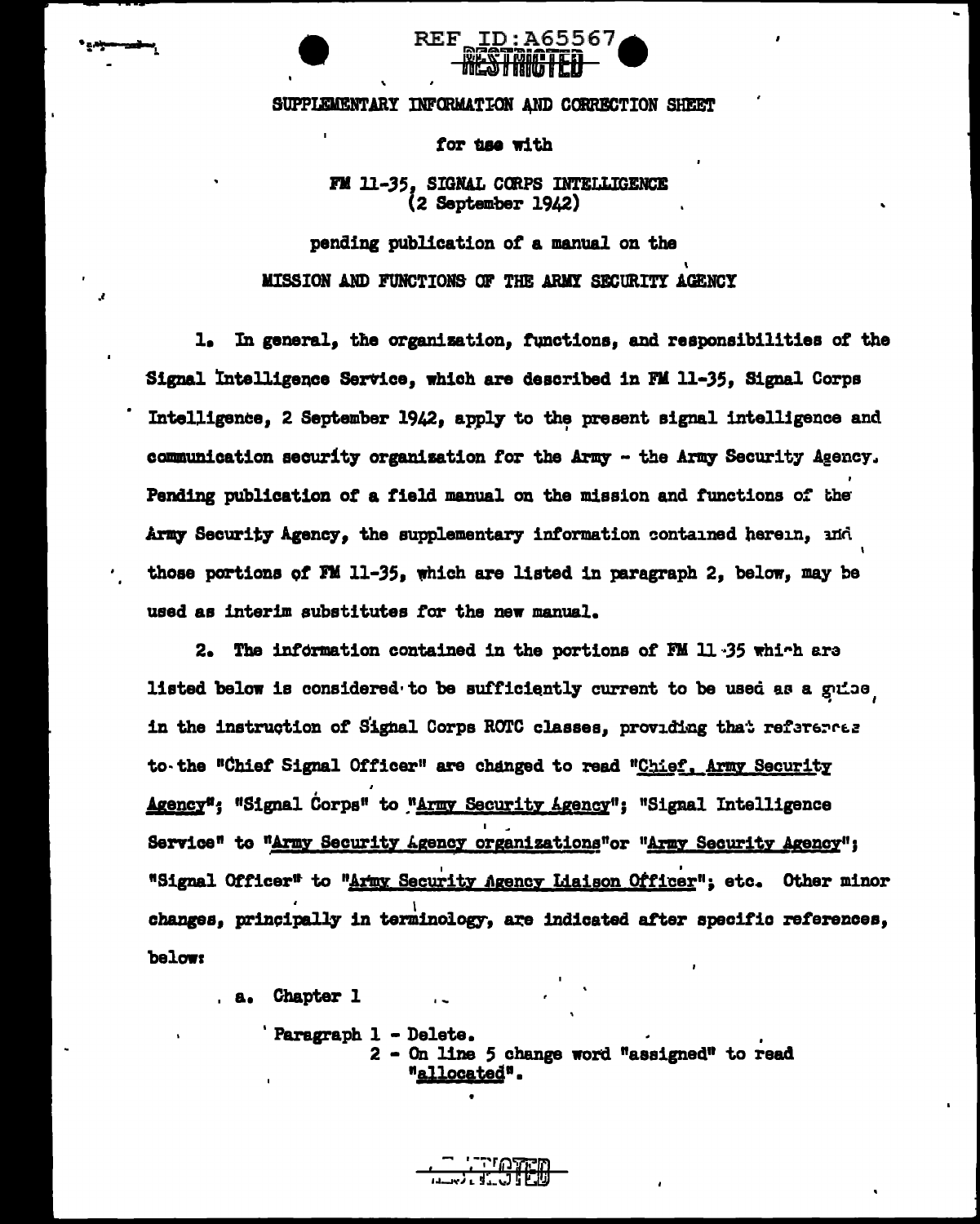RESTRICTED

SUPPLEMENTARY INFORMATION AND CORRECTION SHEET

for use with

FM 11-35, SIGNAL CORPS INTELLIGENCE
(2 September 1942)

pending publication of a manual on the

MISSION AND FUNCTIONS OF THE ARMY SECURITY AGENCY

1. In general, the organization, functions, and responsibilities of the Signal Intelligence Service, which are described in FM 11-35, Signal Corps Intelligence, 2 September 1942, apply to the present signal intelligence and communication security organization for the Army - the Army Security Agency. Pending publication of a field manual on the mission and functions of the Army Security Agency, the supplementary information contained herein, and those portions of FM 11-35, which are listed in paragraph 2, below, may be used as interim substitutes for the new manual.

2. The information contained in the portions of FM 11-35 which are listed below is considered to be sufficiently current to be used as a guide, in the instruction of Signal Corps ROTC classes, providing that references to the "Chief Signal Officer" are changed to read "Chief, Army Security Agency"; "Signal Corps" to "Army Security Agency"; "Signal Intelligence Service" to "Army Security Agency organizations" or "Army Security Agency"; "Signal Officer" to "Army Security Agency Liaison Officer"; etc. Other minor changes, principally in terminology, are indicated after specific references, below:

a. Chapter 1

Paragraph 1 - Delete.
2 - On line 5 change word "assigned" to read "allocated".

RESTRICTED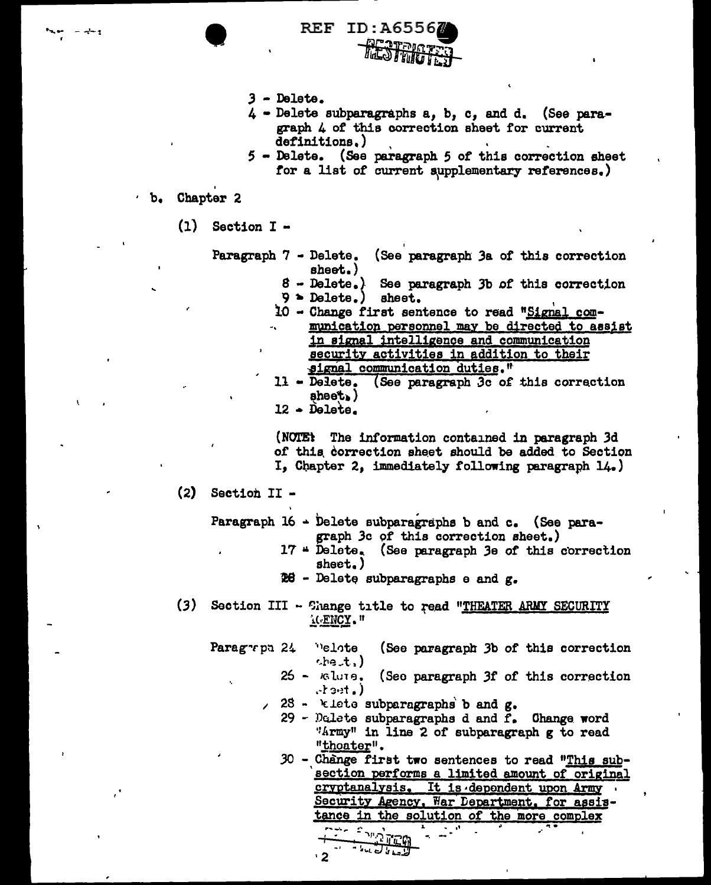3 - Delete.

4 - Delete subparagraphs a, b, c, and d. (See paragraph 4 of this correction sheet for current definitions.)

5 - Delete. (See paragraph 5 of this correction sheet for a list of current supplementary references.)

b. Chapter 2

(1) Section I -

Paragraph 7 - Delete. (See paragraph 3a of this correction sheet.)

8 - Delete.) See paragraph 3b of this correction
9 - Delete.) sheet.

10 - Change first sentence to read "Signal communication personnel may be directed to assist in signal intelligence and communication security activities in addition to their signal communication duties."

11 - Delete. (See paragraph 3c of this correction sheet.)

12 - Delete.

(NOTE: The information contained in paragraph 3d of this correction sheet should be added to Section I, Chapter 2, immediately following paragraph 14.)

(2) Section II -

Paragraph 16 - Delete subparagraphs b and c. (See paragraph 3c of this correction sheet.)

17 - Delete. (See paragraph 3e of this correction sheet.)

20 - Delete subparagraphs e and g.

(3) Section III - Change title to read "THEATER ARMY SECURITY AGENCY."

Paragraph 24 Delete (See paragraph 3b of this correction sheet.)

26 - Delete. (See paragraph 3f of this correction sheet.)

28 - Delete subparagraphs b and g.

29 - Delete subparagraphs d and f. Change word "Army" in line 2 of subparagraph g to read "theater".

30 - Change first two sentences to read "This subsection performs a limited amount of original cryptanalysis. It is dependent upon Army Security Agency, War Department, for assistance in the solution of the more complex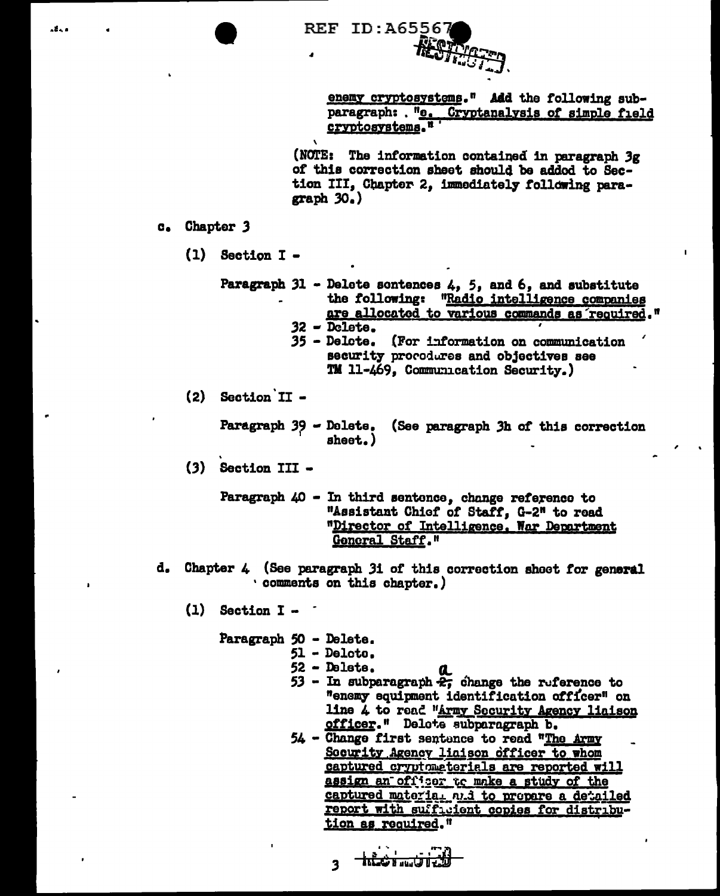enemy cryptosystems." Add the following subparagraph: . "e. Cryptanalysis of simple field cryptosystems."

(NOTE: The information contained in paragraph 3g of this correction sheet should be added to Section III, Chapter 2, immediately following paragraph 30.)

c. Chapter 3

(1) Section I -

Paragraph 31 - Delete sentences 4, 5, and 6, and substitute the following: "Radio intelligence companies are allocated to various commands as required."

32 - Delete.

35 - Delete. (For information on communication security procedures and objectives see TM 11-469, Communication Security.)

(2) Section II -

Paragraph 39 - Delete. (See paragraph 3h of this correction sheet.)

(3) Section III -

Paragraph 40 - In third sentence, change reference to "Assistant Chief of Staff, G-2" to read "Director of Intelligence, War Department General Staff."

d. Chapter 4 (See paragraph 3i of this correction sheet for general comments on this chapter.)

(1) Section I -

Paragraph 50 - Delete.

51 - Delete.

52 - Delete.

53 - In subparagraph ~~2,~~ a change the reference to "enemy equipment identification officer" on line 4 to read "Army Security Agency liaison officer." Delete subparagraph b.

54 - Change first sentence to read "The Army Security Agency liaison officer to whom captured cryptomaterials are reported will assign an officer to make a study of the captured material and to prepare a detailed report with sufficient copies for distribution as required."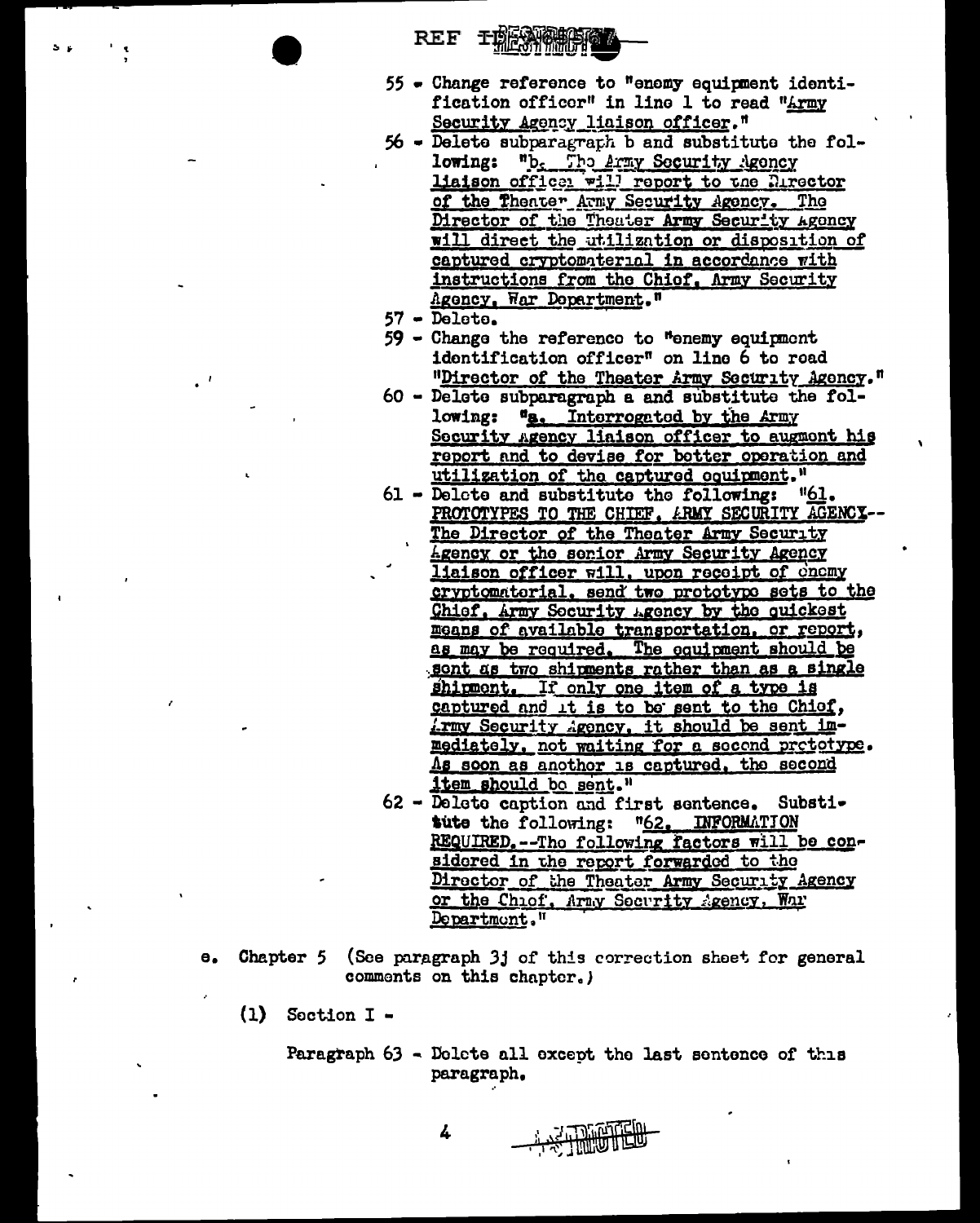55 - Change reference to "enemy equipment identification officer" in line 1 to read "Army Security Agency liaison officer."

56 - Delete subparagraph b and substitute the following: "b. The Army Security Agency liaison officer will report to the Director of the Theater Army Security Agency. The Director of the Theater Army Security Agency will direct the utilization or disposition of captured cryptomaterial in accordance with instructions from the Chief, Army Security Agency, War Department."

57 - Delete.

59 - Change the reference to "enemy equipment identification officer" on line 6 to read "Director of the Theater Army Security Agency."

60 - Delete subparagraph a and substitute the following: "a. Interrogated by the Army Security Agency liaison officer to augment his report and to devise for better operation and utilization of the captured equipment."

61 - Delete and substitute the following: "61. PROTOTYPES TO THE CHIEF, ARMY SECURITY AGENCY--The Director of the Theater Army Security Agency or the senior Army Security Agency liaison officer will, upon receipt of enemy cryptomaterial, send two prototype sets to the Chief, Army Security Agency by the quickest means of available transportation, or report, as may be required. The equipment should be sent as two shipments rather than as a single shipment. If only one item of a type is captured and it is to be sent to the Chief, Army Security Agency, it should be sent immediately, not waiting for a second prototype. As soon as another is captured, the second item should be sent."

62 - Delete caption and first sentence. Substitute the following: "62. INFORMATION REQUIRED.--The following factors will be considered in the report forwarded to the Director of the Theater Army Security Agency or the Chief, Army Security Agency, War Department."

e. Chapter 5 (See paragraph 3j of this correction sheet for general comments on this chapter.)

(1) Section I -

Paragraph 63 - Delete all except the last sentence of this paragraph.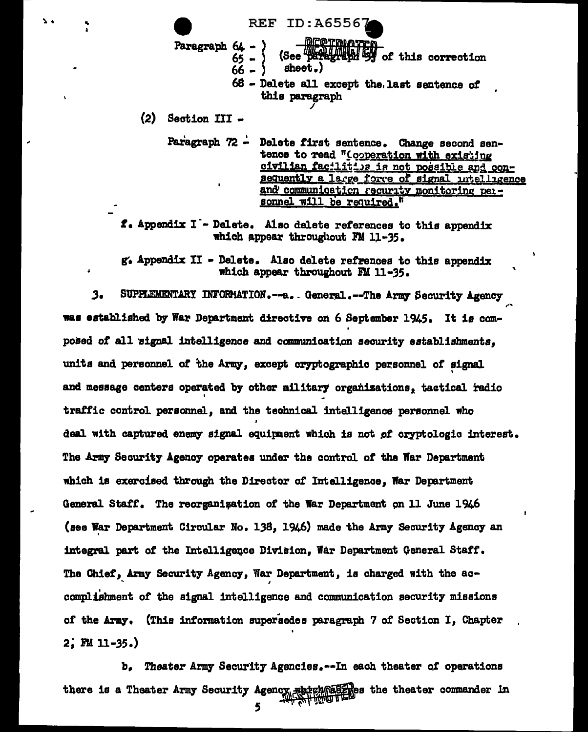Paragraph 64 - )
65 - ) (See paragraph 53 of this correction
66 - ) sheet.)
68 - Delete all except the last sentence of this paragraph

(2) Section III -

Paragraph 72 - Delete first sentence. Change second sentence to read "Cooperation with existing civilian facilities is not possible and consequently a large force of signal intelligence and communication security monitoring personnel will be required."

f. Appendix I - Delete. Also delete references to this appendix which appear throughout FM 11-35.

g. Appendix II - Delete. Also delete refrences to this appendix which appear throughout FM 11-35.

3. SUPPLEMENTARY INFORMATION.--a. General.--The Army Security Agency was established by War Department directive on 6 September 1945. It is composed of all signal intelligence and communication security establishments, units and personnel of the Army, except cryptographic personnel of signal and message centers operated by other military organizations, tactical radio traffic control personnel, and the technical intelligence personnel who deal with captured enemy signal equipment which is not of cryptologic interest. The Army Security Agency operates under the control of the War Department which is exercised through the Director of Intelligence, War Department General Staff. The reorganization of the War Department on 11 June 1946 (see War Department Circular No. 138, 1946) made the Army Security Agency an integral part of the Intelligence Division, War Department General Staff. The Chief, Army Security Agency, War Department, is charged with the accomplishment of the signal intelligence and communication security missions of the Army. (This information supersedes paragraph 7 of Section I, Chapter 2, FM 11-35.)

b. *Theater Army Security Agencies.*--In each theater of operations there is a Theater Army Security Agency which serves the theater commander in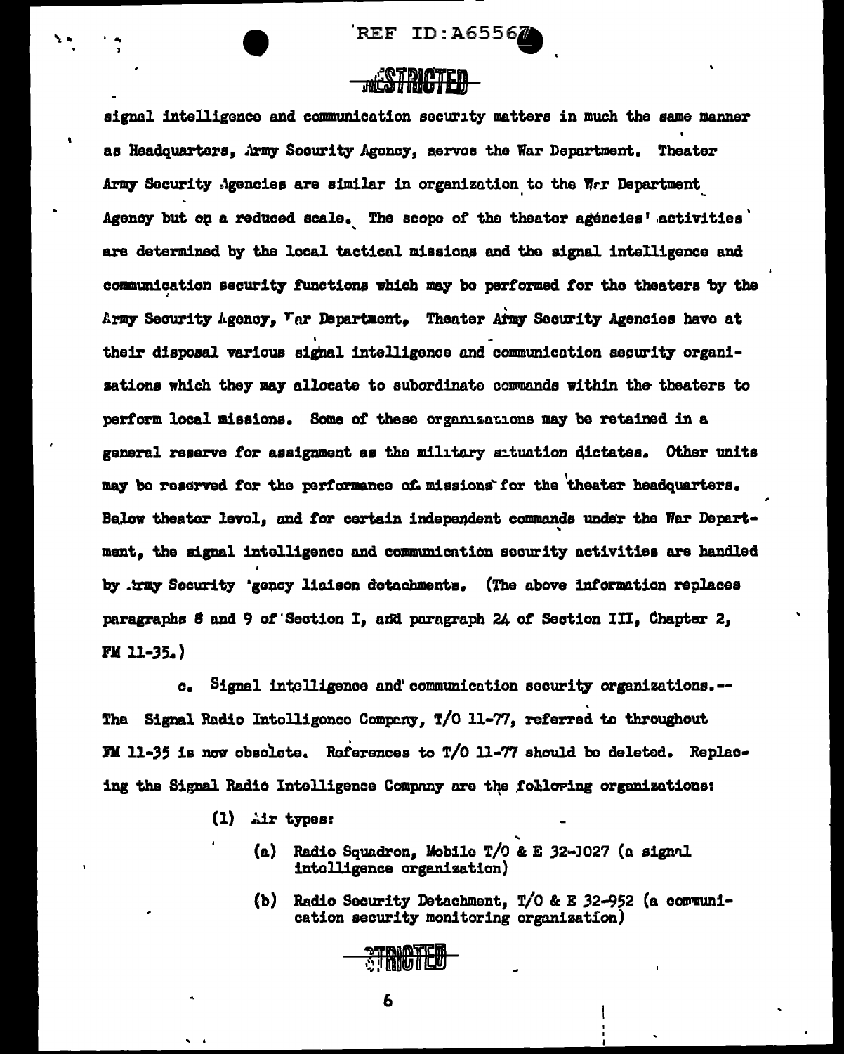signal intelligence and communication security matters in much the same manner as Headquarters, Army Security Agency, serves the War Department. Theater Army Security Agencies are similar in organization to the War Department Agency but on a reduced scale. The scope of the theater agencies' activities are determined by the local tactical missions and the signal intelligence and communication security functions which may be performed for the theaters by the Army Security Agency, War Department. Theater Army Security Agencies have at their disposal various signal intelligence and communication security organizations which they may allocate to subordinate commands within the theaters to perform local missions. Some of these organizations may be retained in a general reserve for assignment as the military situation dictates. Other units may be reserved for the performance of missions for the theater headquarters. Below theater level, and for certain independent commands under the War Department, the signal intelligence and communication security activities are handled by Army Security Agency liaison detachments. (The above information replaces paragraphs 8 and 9 of Section I, and paragraph 24 of Section III, Chapter 2, FM 11-35.)

c. Signal intelligence and communication security organizations.-- The Signal Radio Intelligence Company, T/O 11-77, referred to throughout FM 11-35 is now obsolete. References to T/O 11-77 should be deleted. Replacing the Signal Radio Intelligence Company are the following organizations:

(1) Air types:

(a) Radio Squadron, Mobile T/O & E 32-1027 (a signal intelligence organization)

(b) Radio Security Detachment, T/O & E 32-952 (a communication security monitoring organization)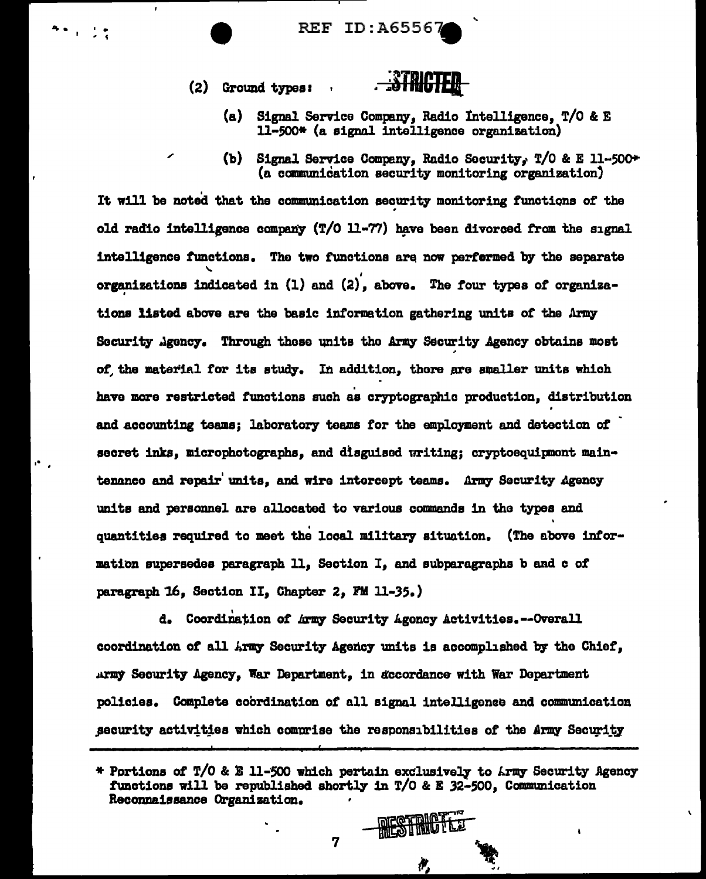(2) Ground types:

  (a) Signal Service Company, Radio Intelligence, T/O & E 11-500* (a signal intelligence organization)

  (b) Signal Service Company, Radio Security, T/O & E 11-500* (a communication security monitoring organization)

It will be noted that the communication security monitoring functions of the old radio intelligence company (T/O 11-77) have been divorced from the signal intelligence functions. The two functions are now performed by the separate organizations indicated in (1) and (2), above. The four types of organizations listed above are the basic information gathering units of the Army Security Agency. Through these units the Army Security Agency obtains most of the material for its study. In addition, there are smaller units which have more restricted functions such as cryptographic production, distribution and accounting teams; laboratory teams for the employment and detection of secret inks, microphotographs, and disguised writing; cryptoequipment maintenance and repair units, and wire intercept teams. Army Security Agency units and personnel are allocated to various commands in the types and quantities required to meet the local military situation. (The above information supersedes paragraph 11, Section I, and subparagraphs b and c of paragraph 16, Section II, Chapter 2, FM 11-35.)

d. Coordination of Army Security Agency Activities.--Overall coordination of all Army Security Agency units is accomplished by the Chief, Army Security Agency, War Department, in accordance with War Department policies. Complete coordination of all signal intelligence and communication security activities which comprise the responsibilities of the Army Security

---

\* Portions of T/O & E 11-500 which pertain exclusively to Army Security Agency functions will be republished shortly in T/O & E 32-500, Communication Reconnaissance Organization.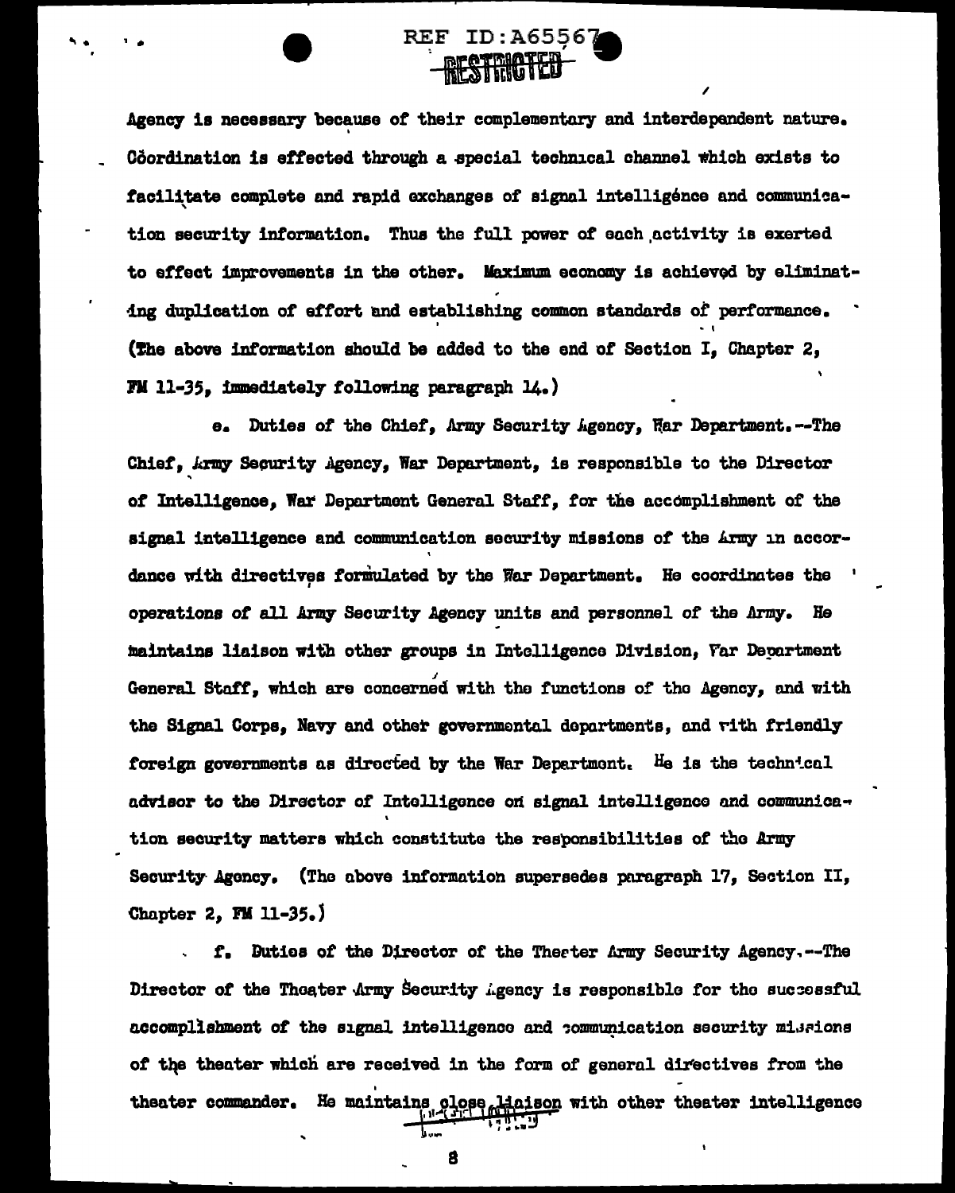Agency is necessary because of their complementary and interdependent nature. Coördination is effected through a special technical channel which exists to facilitate complete and rapid exchanges of signal intelligence and communication security information. Thus the full power of each activity is exerted to effect improvements in the other. Maximum economy is achieved by eliminating duplication of effort and establishing common standards of performance. (The above information should be added to the end of Section I, Chapter 2, FM 11-35, immediately following paragraph 14.)

e. Duties of the Chief, Army Security Agency, War Department.--The Chief, Army Security Agency, War Department, is responsible to the Director of Intelligence, War Department General Staff, for the accomplishment of the signal intelligence and communication security missions of the Army in accordance with directives formulated by the War Department. He coordinates the operations of all Army Security Agency units and personnel of the Army. He maintains liaison with other groups in Intelligence Division, War Department General Staff, which are concerned with the functions of the Agency, and with the Signal Corps, Navy and other governmental departments, and with friendly foreign governments as directed by the War Department. He is the technical advisor to the Director of Intelligence on signal intelligence and communication security matters which constitute the responsibilities of the Army Security Agency. (The above information supersedes paragraph 17, Section II, Chapter 2, FM 11-35.)

f. Duties of the Director of the Theater Army Security Agency.--The Director of the Theater Army Security Agency is responsible for the successful accomplishment of the signal intelligence and communication security missions of the theater which are received in the form of general directives from the theater commander. He maintains close liaison with other theater intelligence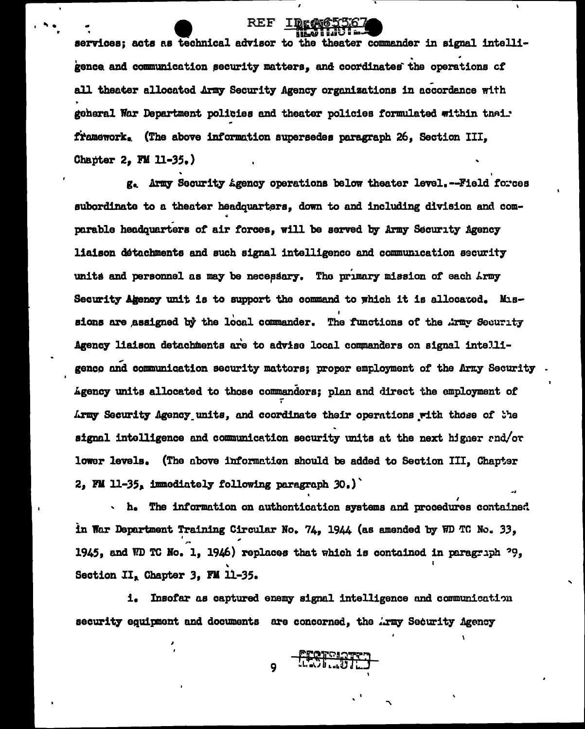services; acts as technical advisor to the theater commander in signal intelligence and communication security matters, and coordinates the operations of all theater allocated Army Security Agency organizations in accordance with general War Department policies and theater policies formulated within their framework. (The above information supersedes paragraph 26, Section III, Chapter 2, FM 11-35.)

g. Army Security Agency operations below theater level.--Field forces subordinate to a theater headquarters, down to and including division and comparable headquarters of air forces, will be served by Army Security Agency liaison detachments and such signal intelligence and communication security units and personnel as may be necessary. The primary mission of each Army Security Agency unit is to support the command to which it is allocated. Missions are assigned by the local commander. The functions of the Army Security Agency liaison detachments are to advise local commanders on signal intelligence and communication security matters; proper employment of the Army Security Agency units allocated to those commanders; plan and direct the employment of Army Security Agency units, and coordinate their operations with those of the signal intelligence and communication security units at the next higher and/or lower levels. (The above information should be added to Section III, Chapter 2, FM 11-35, immediately following paragraph 30.)

h. The information on authentication systems and procedures contained in War Department Training Circular No. 74, 1944 (as amended by WD TC No. 33, 1945, and WD TC No. 1, 1946) replaces that which is contained in paragraph 79, Section II, Chapter 3, FM 11-35.

i. Insofar as captured enemy signal intelligence and communication security equipment and documents are concerned, the Army Security Agency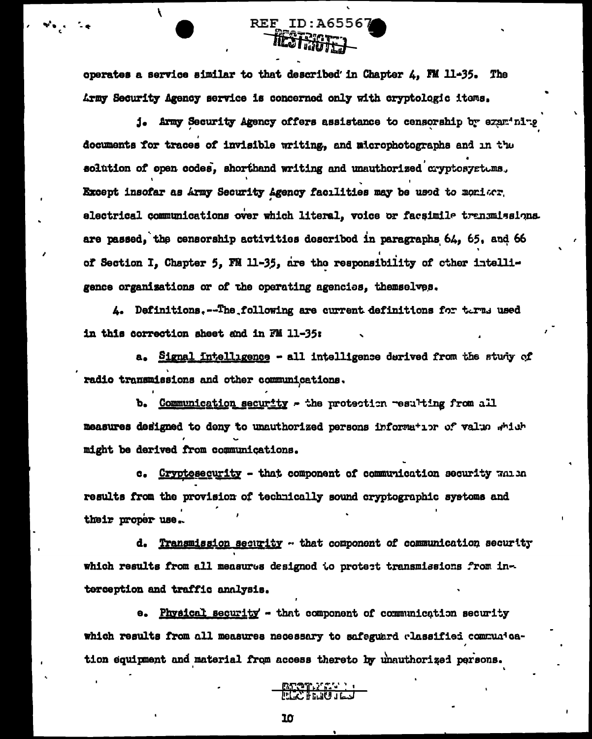operates a service similar to that described in Chapter 4, FM 11-35. The Army Security Agency service is concerned only with cryptologic items.

j. Army Security Agency offers assistance to censorship by examining documents for traces of invisible writing, and microphotographs and in the solution of open codes, shorthand writing and unauthorized cryptosystems. Except insofar as Army Security Agency facilities may be used to monitor electrical communications over which literal, voice or facsimile transmissions are passed, the censorship activities described in paragraphs 64, 65, and 66 of Section I, Chapter 5, FM 11-35, are the responsibility of other intelligence organizations or of the operating agencies, themselves.

4. Definitions.--The following are current definitions for terms used in this correction sheet and in FM 11-35:

a. Signal Intelligence - all intelligence derived from the study of radio transmissions and other communications.

b. Communication security - the protection resulting from all measures designed to deny to unauthorized persons information of value which might be derived from communications.

c. Cryptosecurity - that component of communication security which results from the provision of technically sound cryptographic systems and their proper use.

d. Transmission security - that component of communication security which results from all measures designed to protect transmissions from interception and traffic analysis.

e. Physical security - that component of communication security which results from all measures necessary to safeguard classified communication equipment and material from access thereto by unauthorized persons.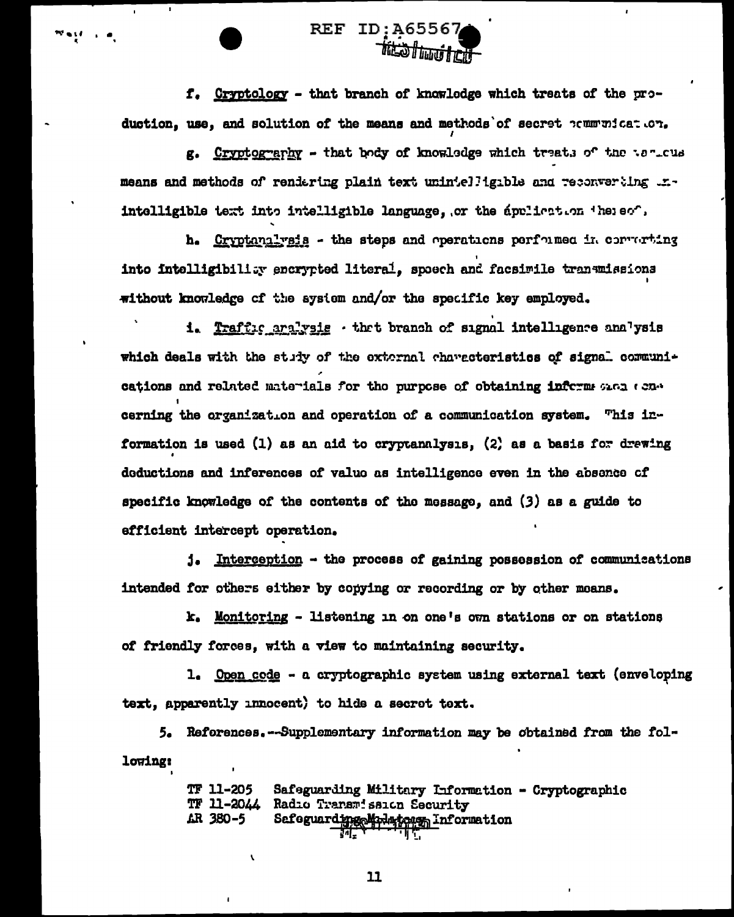f. Cryptology - that branch of knowledge which treats of the production, use, and solution of the means and methods of secret communication.

g. Cryptography - that body of knowledge which treats of the various means and methods of rendering plain text unintelligible and reconverting unintelligible text into intelligible language, or the application thereof.

h. Cryptanalysis - the steps and operations performed in converting into intelligibility encrypted literal, speech and facsimile transmissions without knowledge of the system and/or the specific key employed.

i. Traffic analysis - that branch of signal intelligence analysis which deals with the study of the external characteristics of signal communications and related materials for the purpose of obtaining information concerning the organization and operation of a communication system. This information is used (1) as an aid to cryptanalysis, (2) as a basis for drawing deductions and inferences of value as intelligence even in the absence of specific knowledge of the contents of the message, and (3) as a guide to efficient intercept operation.

j. Interception - the process of gaining possession of communications intended for others either by copying or recording or by other means.

k. Monitoring - listening in on one's own stations or on stations of friendly forces, with a view to maintaining security.

l. Open code - a cryptographic system using external text (enveloping text, apparently innocent) to hide a secret text.

5. References.--Supplementary information may be obtained from the following:

| | |
|---|---|
| TF 11-205 | Safeguarding Military Information - Cryptographic |
| TF 11-2044 | Radio Transmission Security |
| AR 380-5 | Safeguarding Military Information |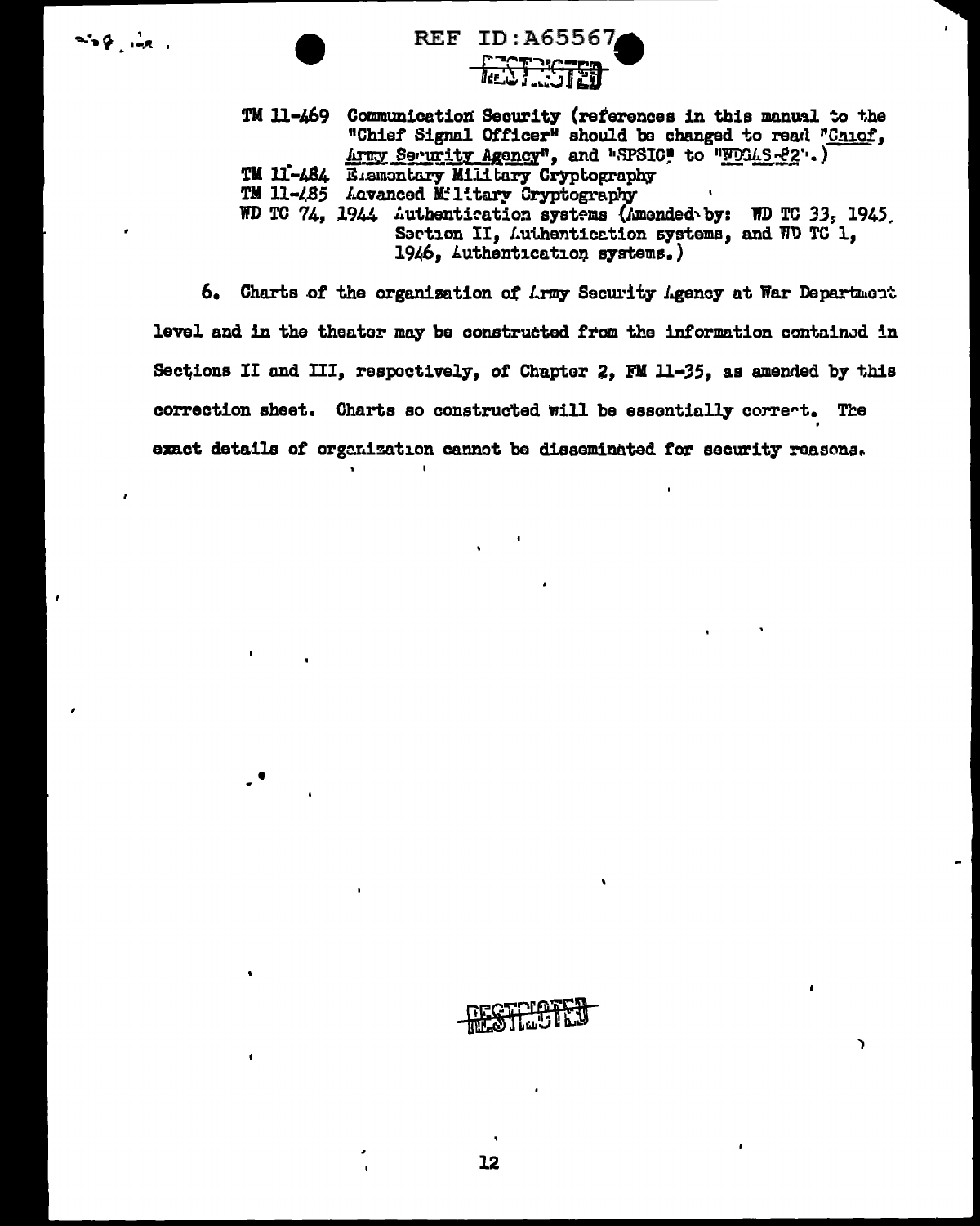REF ID:A65567

RESTRICTED

TM 11-469 Communication Security (references in this manual to the "Chief Signal Officer" should be changed to read "Chief, Army Security Agency", and "SPSIC" to "WDGAS-82".)

TM 11-484 Elementary Military Cryptography

TM 11-485 Advanced Military Cryptography

WD TC 74, 1944 Authentication systems (Amended by: WD TC 33, 1945, Section II, Authentication systems, and WD TC 1, 1946, Authentication systems.)

6. Charts of the organization of Army Security Agency at War Department level and in the theater may be constructed from the information contained in Sections II and III, respectively, of Chapter 2, FM 11-35, as amended by this correction sheet. Charts so constructed will be essentially correct. The exact details of organization cannot be disseminated for security reasons.

RESTRICTED